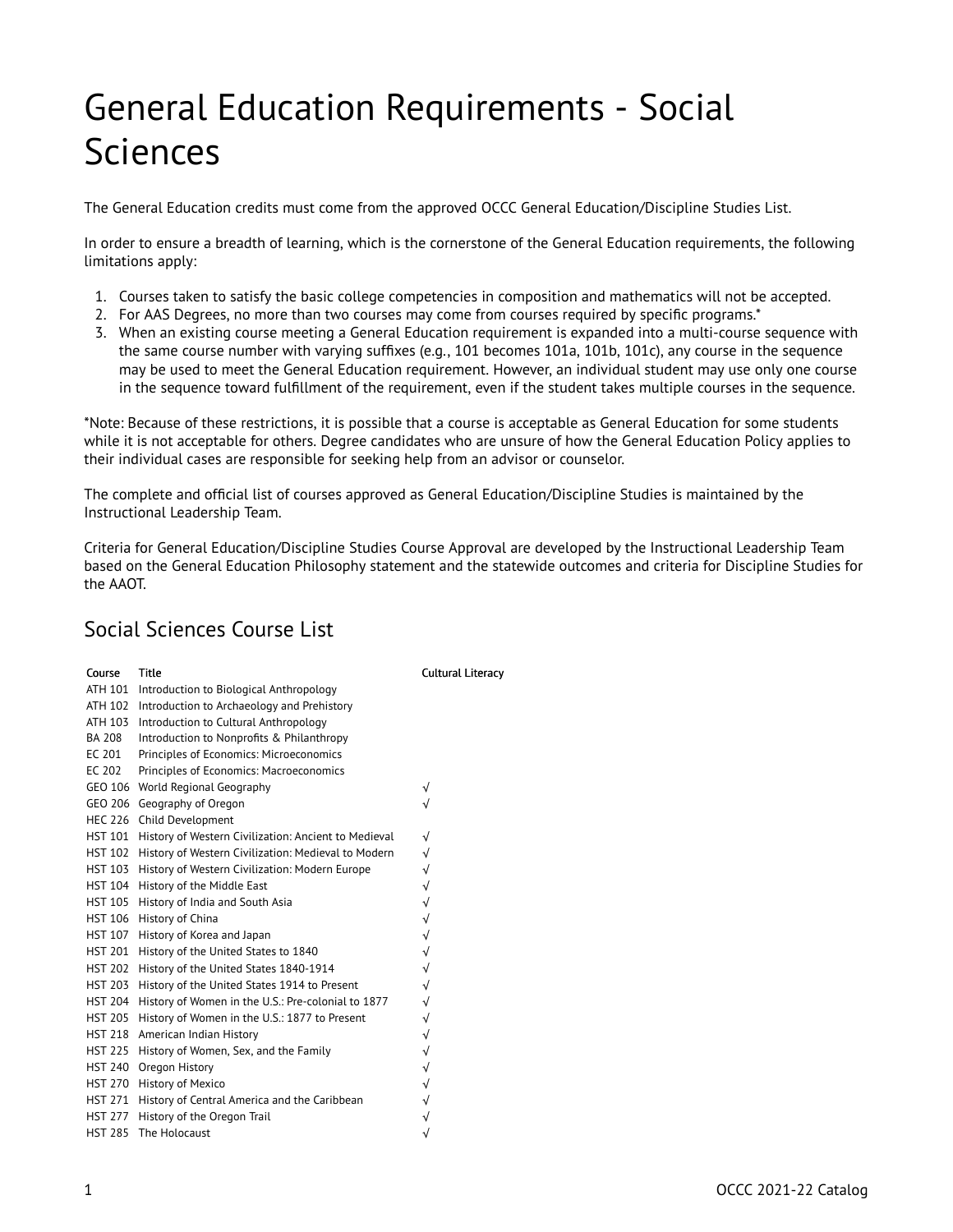# General Education Requirements - Social Sciences

The General Education credits must come from the approved OCCC General Education/Discipline Studies List.

In order to ensure a breadth of learning, which is the cornerstone of the General Education requirements, the following limitations apply:

1. Courses taken to satisfy the basic college competencies in composition and mathematics will not be accepted.
2. For AAS Degrees, no more than two courses may come from courses required by specific programs.*
3. When an existing course meeting a General Education requirement is expanded into a multi-course sequence with the same course number with varying suffixes (e.g., 101 becomes 101a, 101b, 101c), any course in the sequence may be used to meet the General Education requirement. However, an individual student may use only one course in the sequence toward fulfillment of the requirement, even if the student takes multiple courses in the sequence.

*Note: Because of these restrictions, it is possible that a course is acceptable as General Education for some students while it is not acceptable for others. Degree candidates who are unsure of how the General Education Policy applies to their individual cases are responsible for seeking help from an advisor or counselor.

The complete and official list of courses approved as General Education/Discipline Studies is maintained by the Instructional Leadership Team.

Criteria for General Education/Discipline Studies Course Approval are developed by the Instructional Leadership Team based on the General Education Philosophy statement and the statewide outcomes and criteria for Discipline Studies for the AAOT.

## Social Sciences Course List

| Course | Title | Cultural Literacy |
|---|---|---|
| ATH 101 | Introduction to Biological Anthropology | |
| ATH 102 | Introduction to Archaeology and Prehistory | |
| ATH 103 | Introduction to Cultural Anthropology | |
| BA 208 | Introduction to Nonprofits & Philanthropy | |
| EC 201 | Principles of Economics: Microeconomics | |
| EC 202 | Principles of Economics: Macroeconomics | |
| GEO 106 | World Regional Geography | √ |
| GEO 206 | Geography of Oregon | √ |
| HEC 226 | Child Development | |
| HST 101 | History of Western Civilization: Ancient to Medieval | √ |
| HST 102 | History of Western Civilization: Medieval to Modern | √ |
| HST 103 | History of Western Civilization: Modern Europe | √ |
| HST 104 | History of the Middle East | √ |
| HST 105 | History of India and South Asia | √ |
| HST 106 | History of China | √ |
| HST 107 | History of Korea and Japan | √ |
| HST 201 | History of the United States to 1840 | √ |
| HST 202 | History of the United States 1840-1914 | √ |
| HST 203 | History of the United States 1914 to Present | √ |
| HST 204 | History of Women in the U.S.: Pre-colonial to 1877 | √ |
| HST 205 | History of Women in the U.S.: 1877 to Present | √ |
| HST 218 | American Indian History | √ |
| HST 225 | History of Women, Sex, and the Family | √ |
| HST 240 | Oregon History | √ |
| HST 270 | History of Mexico | √ |
| HST 271 | History of Central America and the Caribbean | √ |
| HST 277 | History of the Oregon Trail | √ |
| HST 285 | The Holocaust | √ |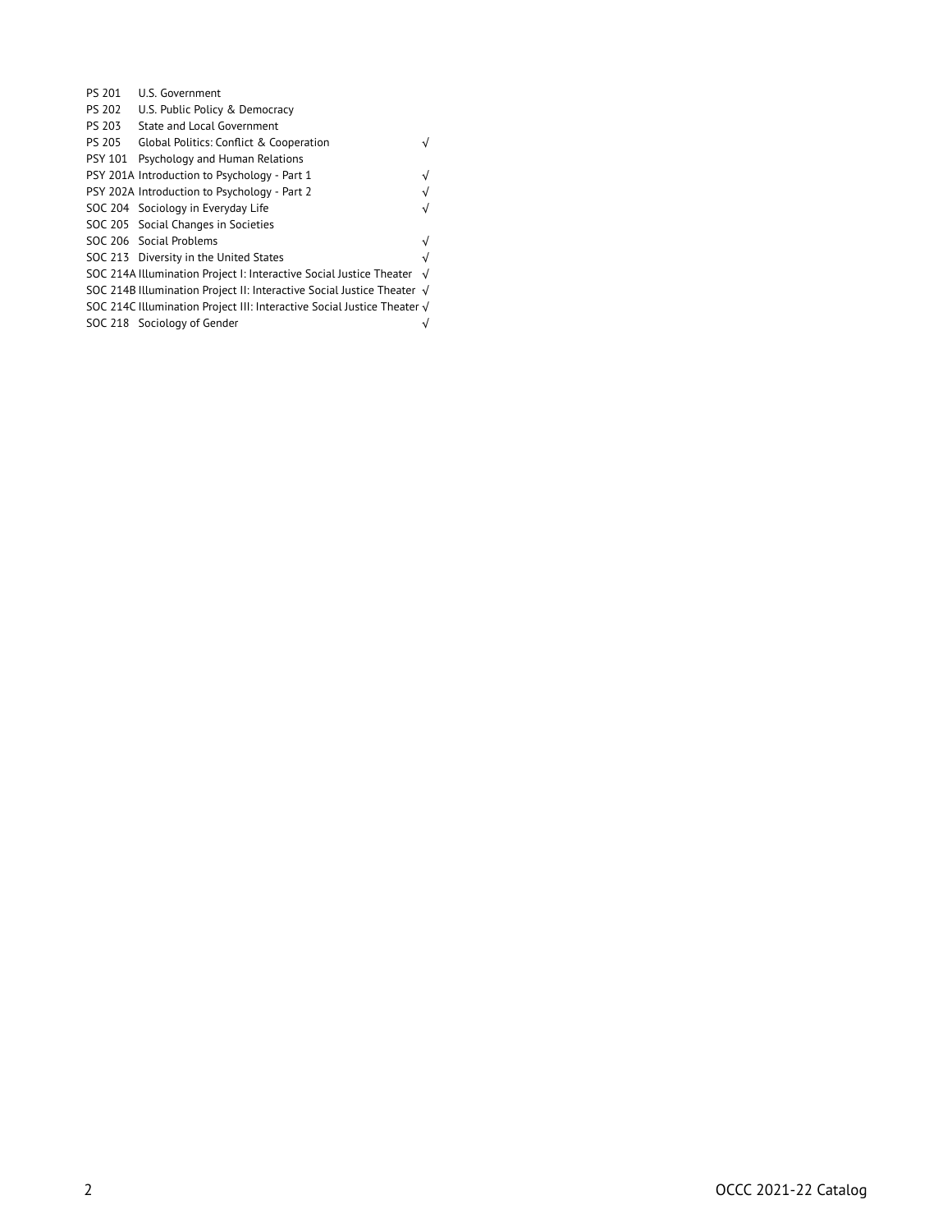| | | |
|---|---|---|
| PS 201 | U.S. Government | |
| PS 202 | U.S. Public Policy & Democracy | |
| PS 203 | State and Local Government | |
| PS 205 | Global Politics: Conflict & Cooperation | √ |
| PSY 101 | Psychology and Human Relations | |
| PSY 201A | Introduction to Psychology - Part 1 | √ |
| PSY 202A | Introduction to Psychology - Part 2 | √ |
| SOC 204 | Sociology in Everyday Life | √ |
| SOC 205 | Social Changes in Societies | |
| SOC 206 | Social Problems | √ |
| SOC 213 | Diversity in the United States | √ |
| SOC 214A | Illumination Project I: Interactive Social Justice Theater | √ |
| SOC 214B | Illumination Project II: Interactive Social Justice Theater | √ |
| SOC 214C | Illumination Project III: Interactive Social Justice Theater | √ |
| SOC 218 | Sociology of Gender | √ |